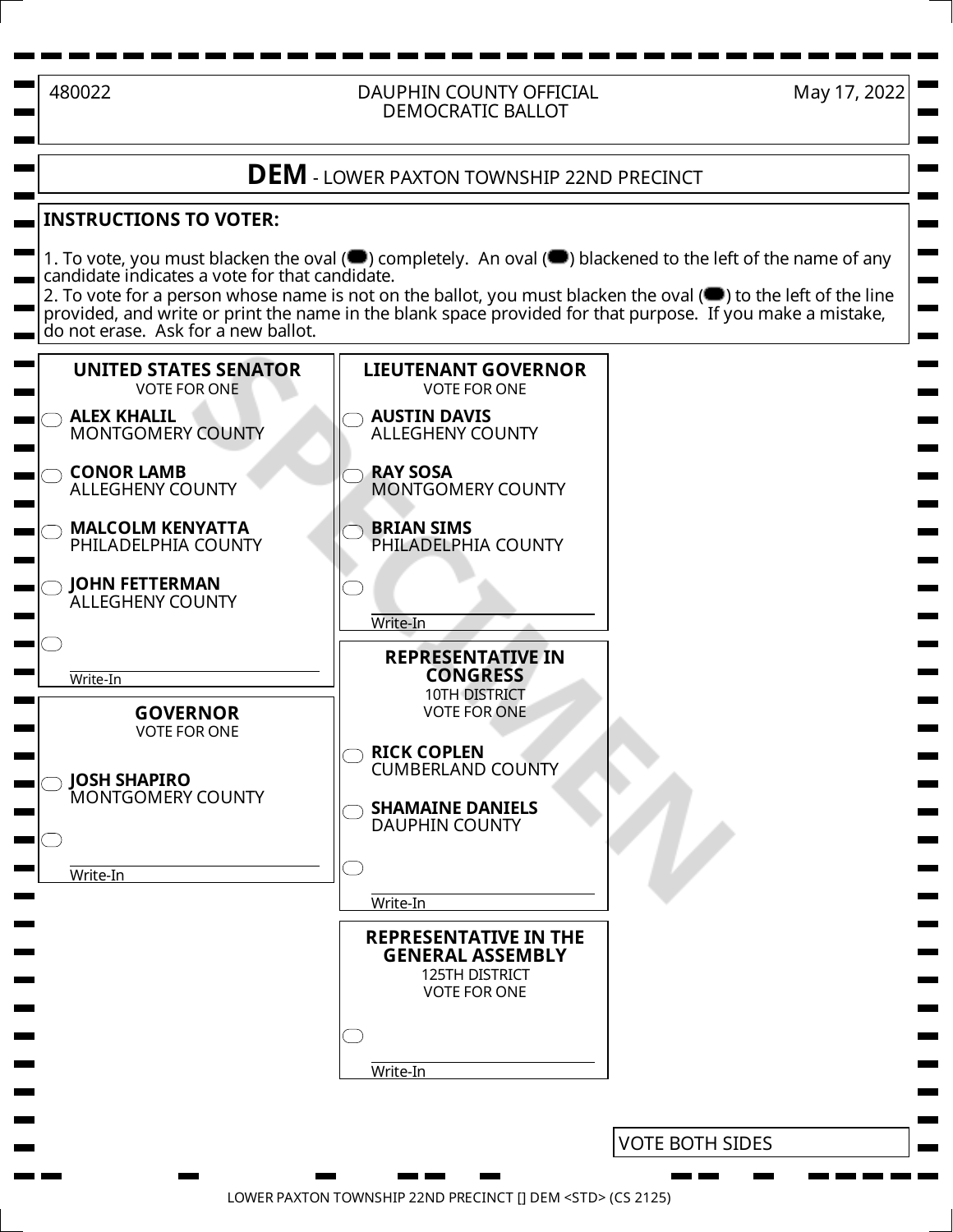480022

DAUPHIN COUNTY OFFICIAL
DEMOCRATIC BALLOT

May 17, 2022

# DEM - LOWER PAXTON TOWNSHIP 22ND PRECINCT

**INSTRUCTIONS TO VOTER:**

1. To vote, you must blacken the oval (⬬) completely. An oval (⬬) blackened to the left of the name of any candidate indicates a vote for that candidate.
2. To vote for a person whose name is not on the ballot, you must blacken the oval (⬬) to the left of the line provided, and write or print the name in the blank space provided for that purpose. If you make a mistake, do not erase. Ask for a new ballot.

## UNITED STATES SENATOR
VOTE FOR ONE

- ⬭ **ALEX KHALIL**
  MONTGOMERY COUNTY
- ⬭ **CONOR LAMB**
  ALLEGHENY COUNTY
- ⬭ **MALCOLM KENYATTA**
  PHILADELPHIA COUNTY
- ⬭ **JOHN FETTERMAN**
  ALLEGHENY COUNTY
- ⬭ ______________________ Write-In

## GOVERNOR
VOTE FOR ONE

- ⬭ **JOSH SHAPIRO**
  MONTGOMERY COUNTY
- ⬭ ______________________ Write-In

## LIEUTENANT GOVERNOR
VOTE FOR ONE

- ⬭ **AUSTIN DAVIS**
  ALLEGHENY COUNTY
- ⬭ **RAY SOSA**
  MONTGOMERY COUNTY
- ⬭ **BRIAN SIMS**
  PHILADELPHIA COUNTY
- ⬭ ______________________ Write-In

## REPRESENTATIVE IN CONGRESS
10TH DISTRICT
VOTE FOR ONE

- ⬭ **RICK COPLEN**
  CUMBERLAND COUNTY
- ⬭ **SHAMAINE DANIELS**
  DAUPHIN COUNTY
- ⬭ ______________________ Write-In

## REPRESENTATIVE IN THE GENERAL ASSEMBLY
125TH DISTRICT
VOTE FOR ONE

- ⬭ ______________________ Write-In

VOTE BOTH SIDES

LOWER PAXTON TOWNSHIP 22ND PRECINCT [] DEM <STD> (CS 2125)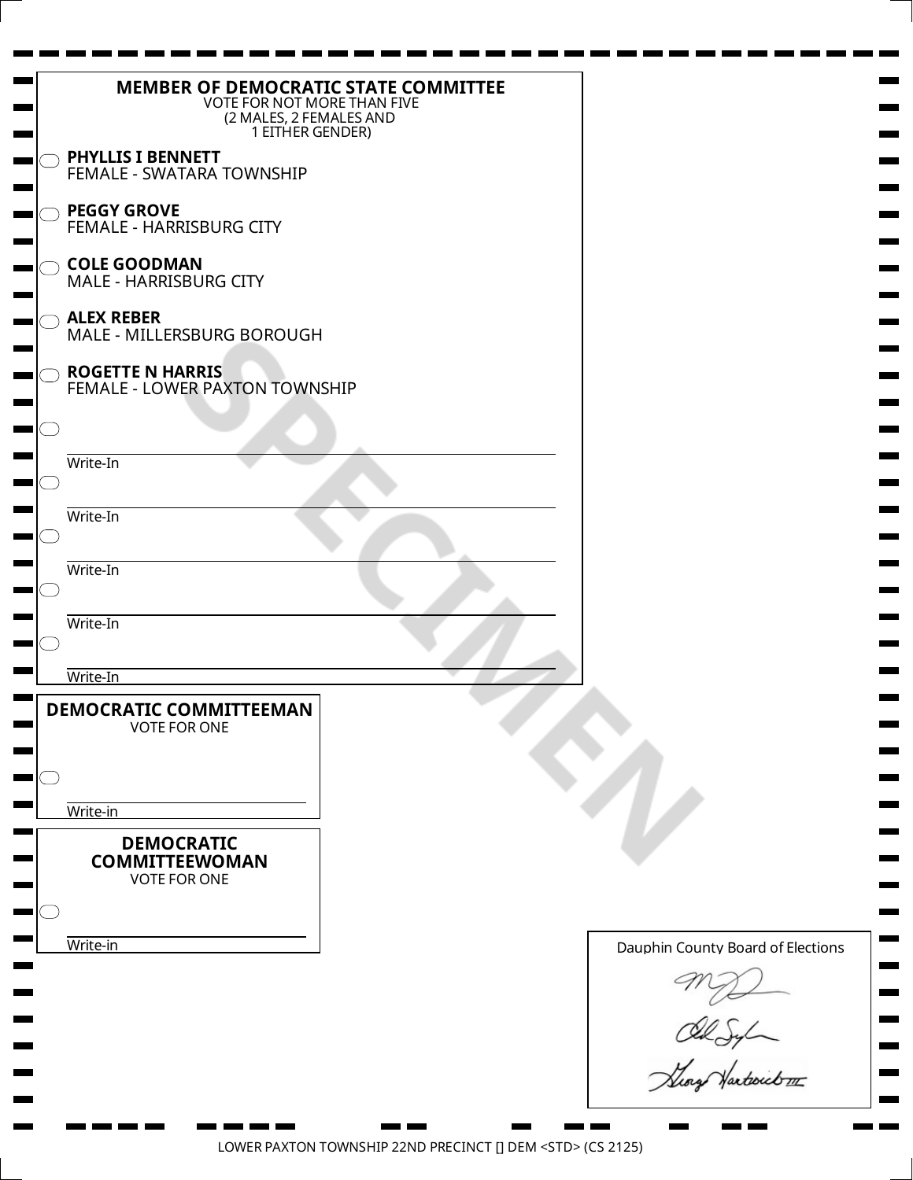## MEMBER OF DEMOCRATIC STATE COMMITTEE

VOTE FOR NOT MORE THAN FIVE
(2 MALES, 2 FEMALES AND
1 EITHER GENDER)

- **PHYLLIS I BENNETT**
  FEMALE - SWATARA TOWNSHIP
- **PEGGY GROVE**
  FEMALE - HARRISBURG CITY
- **COLE GOODMAN**
  MALE - HARRISBURG CITY
- **ALEX REBER**
  MALE - MILLERSBURG BOROUGH
- **ROGETTE N HARRIS**
  FEMALE - LOWER PAXTON TOWNSHIP
- Write-In
- Write-In
- Write-In
- Write-In
- Write-In

## DEMOCRATIC COMMITTEEMAN

VOTE FOR ONE

- Write-in

## DEMOCRATIC COMMITTEEWOMAN

VOTE FOR ONE

- Write-in

Dauphin County Board of Elections

SPECIMEN

LOWER PAXTON TOWNSHIP 22ND PRECINCT [] DEM <STD> (CS 2125)